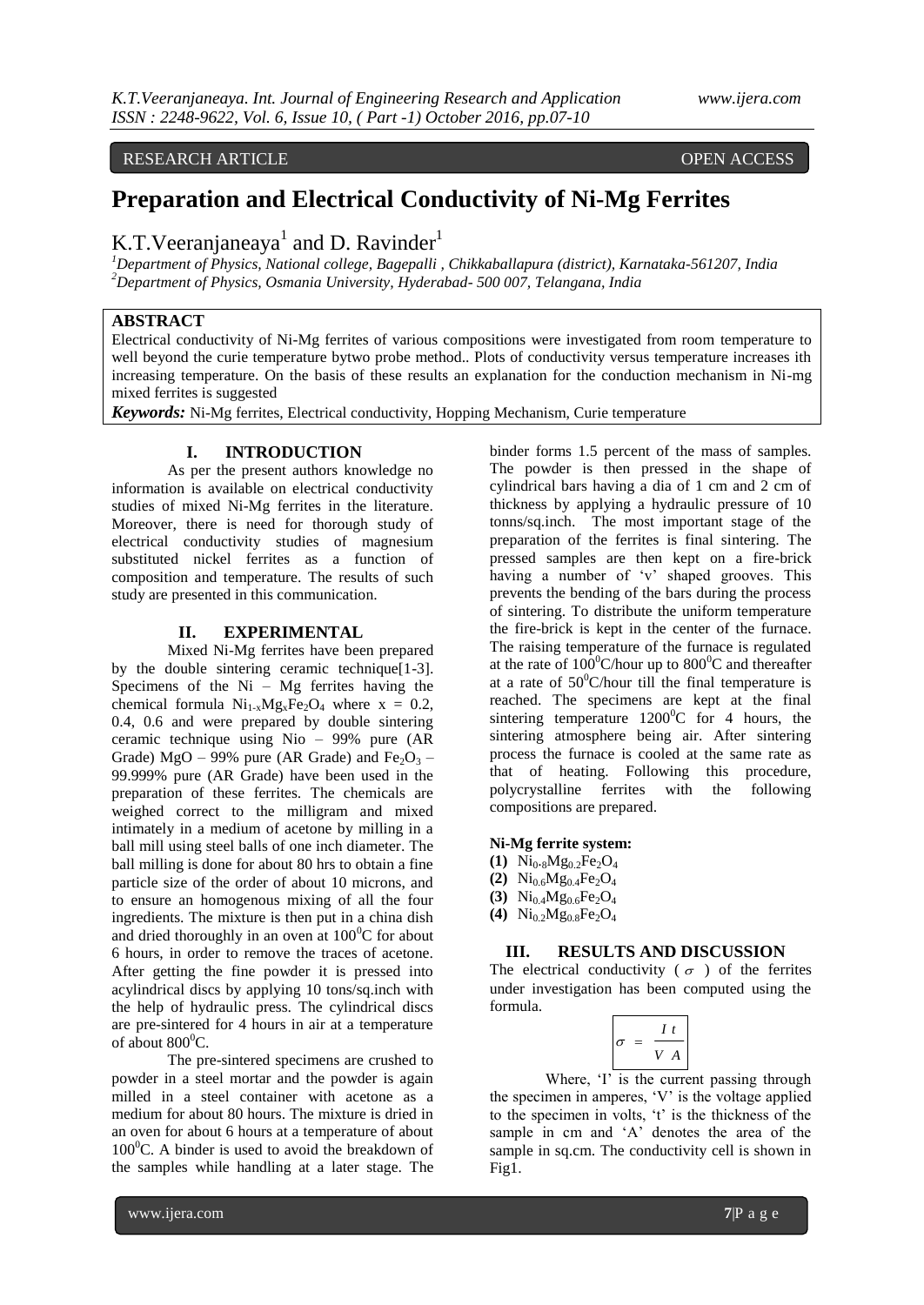RESEARCH ARTICLE OPEN ACCESS

# Preparation and Electrical Conductivity of Ni-Mg Ferrites

K.T.Veeranjaneaya[1] and D. Ravinder[1]

[1]Department of Physics, National college, Bagepalli , Chikkaballapura (district), Karnataka-561207, India
[2]Department of Physics, Osmania University, Hyderabad- 500 007, Telangana, India

## ABSTRACT

Electrical conductivity of Ni-Mg ferrites of various compositions were investigated from room temperature to well beyond the curie temperature bytwo probe method.. Plots of conductivity versus temperature increases ith increasing temperature. On the basis of these results an explanation for the conduction mechanism in Ni-mg mixed ferrites is suggested

***Keywords:*** Ni-Mg ferrites, Electrical conductivity, Hopping Mechanism, Curie temperature

## I. INTRODUCTION

As per the present authors knowledge no information is available on electrical conductivity studies of mixed Ni-Mg ferrites in the literature. Moreover, there is need for thorough study of electrical conductivity studies of magnesium substituted nickel ferrites as a function of composition and temperature. The results of such study are presented in this communication.

## II. EXPERIMENTAL

Mixed Ni-Mg ferrites have been prepared by the double sintering ceramic technique[1-3]. Specimens of the Ni – Mg ferrites having the chemical formula $Ni_{1-x}Mg_xFe_2O_4$ where x = 0.2, 0.4, 0.6 and were prepared by double sintering ceramic technique using Nio – 99% pure (AR Grade) MgO – 99% pure (AR Grade) and $Fe_2O_3$ – 99.999% pure (AR Grade) have been used in the preparation of these ferrites. The chemicals are weighed correct to the milligram and mixed intimately in a medium of acetone by milling in a ball mill using steel balls of one inch diameter. The ball milling is done for about 80 hrs to obtain a fine particle size of the order of about 10 microns, and to ensure an homogenous mixing of all the four ingredients. The mixture is then put in a china dish and dried thoroughly in an oven at $100^0$C for about 6 hours, in order to remove the traces of acetone. After getting the fine powder it is pressed into acylindrical discs by applying 10 tons/sq.inch with the help of hydraulic press. The cylindrical discs are pre-sintered for 4 hours in air at a temperature of about $800^0$C.

The pre-sintered specimens are crushed to powder in a steel mortar and the powder is again milled in a steel container with acetone as a medium for about 80 hours. The mixture is dried in an oven for about 6 hours at a temperature of about $100^0$C. A binder is used to avoid the breakdown of the samples while handling at a later stage. The binder forms 1.5 percent of the mass of samples. The powder is then pressed in the shape of cylindrical bars having a dia of 1 cm and 2 cm of thickness by applying a hydraulic pressure of 10 tonns/sq.inch. The most important stage of the preparation of the ferrites is final sintering. The pressed samples are then kept on a fire-brick having a number of 'v' shaped grooves. This prevents the bending of the bars during the process of sintering. To distribute the uniform temperature the fire-brick is kept in the center of the furnace. The raising temperature of the furnace is regulated at the rate of $100^0$C/hour up to $800^0$C and thereafter at a rate of $50^0$C/hour till the final temperature is reached. The specimens are kept at the final sintering temperature $1200^0$C for 4 hours, the sintering atmosphere being air. After sintering process the furnace is cooled at the same rate as that of heating. Following this procedure, polycrystalline ferrites with the following compositions are prepared.

**Ni-Mg ferrite system:**

**(1)** $Ni_{0.8}Mg_{0.2}Fe_2O_4$
**(2)** $Ni_{0.6}Mg_{0.4}Fe_2O_4$
**(3)** $Ni_{0.4}Mg_{0.6}Fe_2O_4$
**(4)** $Ni_{0.2}Mg_{0.8}Fe_2O_4$

## III. RESULTS AND DISCUSSION

The electrical conductivity ( $\sigma$ ) of the ferrites under investigation has been computed using the formula.

$$\sigma = \frac{I\ t}{V\ A}$$

Where, 'I' is the current passing through the specimen in amperes, 'V' is the voltage applied to the specimen in volts, 't' is the thickness of the sample in cm and 'A' denotes the area of the sample in sq.cm. The conductivity cell is shown in Fig1.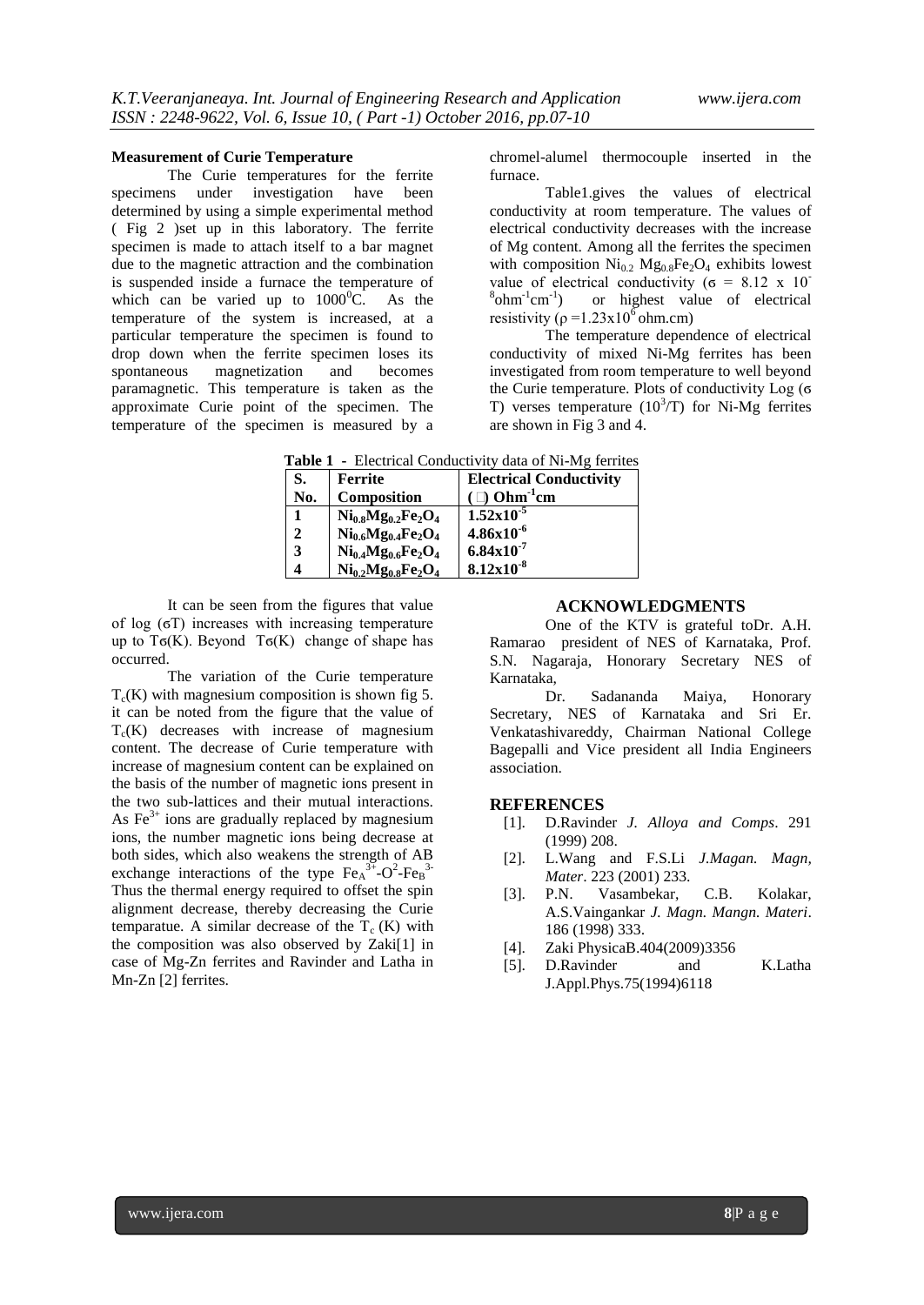### Measurement of Curie Temperature

The Curie temperatures for the ferrite specimens under investigation have been determined by using a simple experimental method ( Fig 2 )set up in this laboratory. The ferrite specimen is made to attach itself to a bar magnet due to the magnetic attraction and the combination is suspended inside a furnace the temperature of which can be varied up to $1000^0$C. As the temperature of the system is increased, at a particular temperature the specimen is found to drop down when the ferrite specimen loses its spontaneous magnetization and becomes paramagnetic. This temperature is taken as the approximate Curie point of the specimen. The temperature of the specimen is measured by a chromel-alumel thermocouple inserted in the furnace.

Table1.gives the values of electrical conductivity at room temperature. The values of electrical conductivity decreases with the increase of Mg content. Among all the ferrites the specimen with composition $Ni_{0.2}$ $Mg_{0.8}Fe_2O_4$ exhibits lowest value of electrical conductivity ($\sigma$ = 8.12 x $10^{-8}$ohm$^{-1}$cm$^{-1}$) or highest value of electrical resistivity ($\rho$ =1.23x$10^6$ ohm.cm)

The temperature dependence of electrical conductivity of mixed Ni-Mg ferrites has been investigated from room temperature to well beyond the Curie temperature. Plots of conductivity Log ($\sigma$ T) verses temperature ($10^3$/T) for Ni-Mg ferrites are shown in Fig 3 and 4.

**Table 1 -** Electrical Conductivity data of Ni-Mg ferrites

| S. No. | Ferrite Composition | Electrical Conductivity ($\sigma$) Ohm$^{-1}$cm |
|---|---|---|
| 1 | $Ni_{0.8}Mg_{0.2}Fe_2O_4$ | 1.52x$10^{-5}$ |
| 2 | $Ni_{0.6}Mg_{0.4}Fe_2O_4$ | 4.86x$10^{-6}$ |
| 3 | $Ni_{0.4}Mg_{0.6}Fe_2O_4$ | 6.84x$10^{-7}$ |
| 4 | $Ni_{0.2}Mg_{0.8}Fe_2O_4$ | 8.12x$10^{-8}$ |

It can be seen from the figures that value of log ($\sigma$T) increases with increasing temperature up to T$\sigma$(K). Beyond T$\sigma$(K) change of shape has occurred.

The variation of the Curie temperature $T_c$(K) with magnesium composition is shown fig 5. it can be noted from the figure that the value of $T_c$(K) decreases with increase of magnesium content. The decrease of Curie temperature with increase of magnesium content can be explained on the basis of the number of magnetic ions present in the two sub-lattices and their mutual interactions. As $Fe^{3+}$ ions are gradually replaced by magnesium ions, the number magnetic ions being decrease at both sides, which also weakens the strength of AB exchange interactions of the type $Fe_A^{3+}$-$O^2$-$Fe_B^{3-}$ Thus the thermal energy required to offset the spin alignment decrease, thereby decreasing the Curie temparatue. A similar decrease of the $T_c$ (K) with the composition was also observed by Zaki[1] in case of Mg-Zn ferrites and Ravinder and Latha in Mn-Zn [2] ferrites.

## ACKNOWLEDGMENTS

One of the KTV is grateful toDr. A.H. Ramarao president of NES of Karnataka, Prof. S.N. Nagaraja, Honorary Secretary NES of Karnataka,

Dr. Sadananda Maiya, Honorary Secretary, NES of Karnataka and Sri Er. Venkatashivareddy, Chairman National College Bagepalli and Vice president all India Engineers association.

## REFERENCES

[1]. D.Ravinder *J. Alloya and Comps*. 291 (1999) 208.

[2]. L.Wang and F.S.Li *J.Magan. Magn, Mater*. 223 (2001) 233.

[3]. P.N. Vasambekar, C.B. Kolakar, A.S.Vaingankar *J. Magn. Mangn. Materi*. 186 (1998) 333.

[4]. Zaki PhysicaB.404(2009)3356

[5]. D.Ravinder and K.Latha J.Appl.Phys.75(1994)6118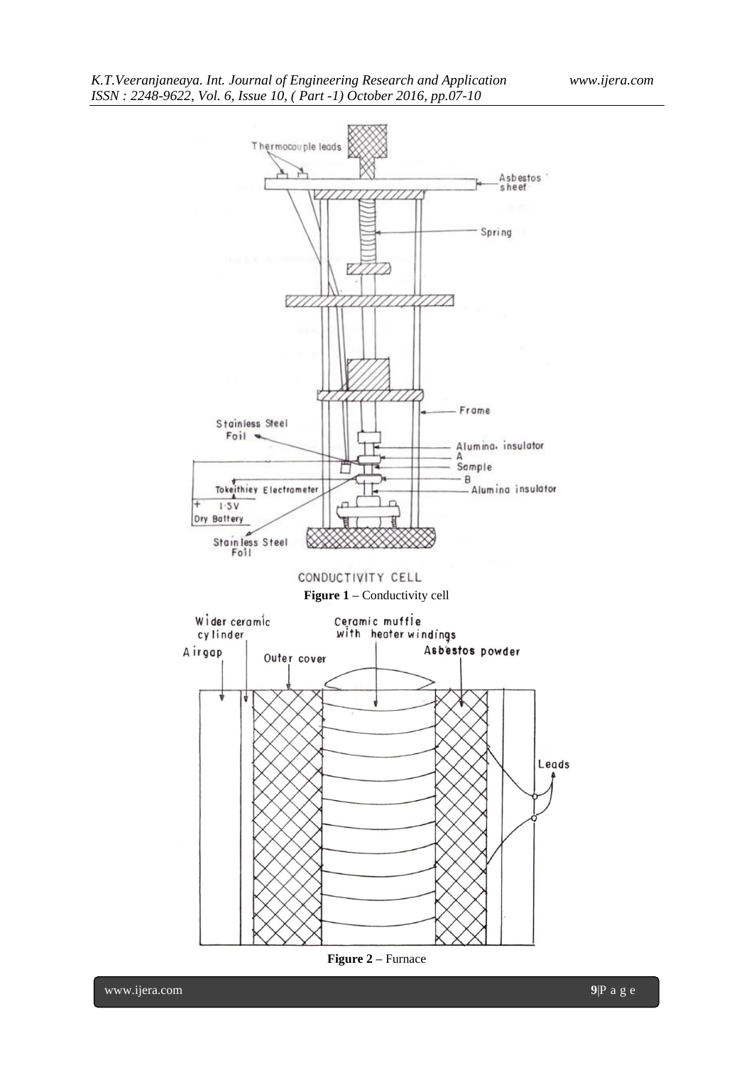Figure 1 – Conductivity cell

Figure 2 – Furnace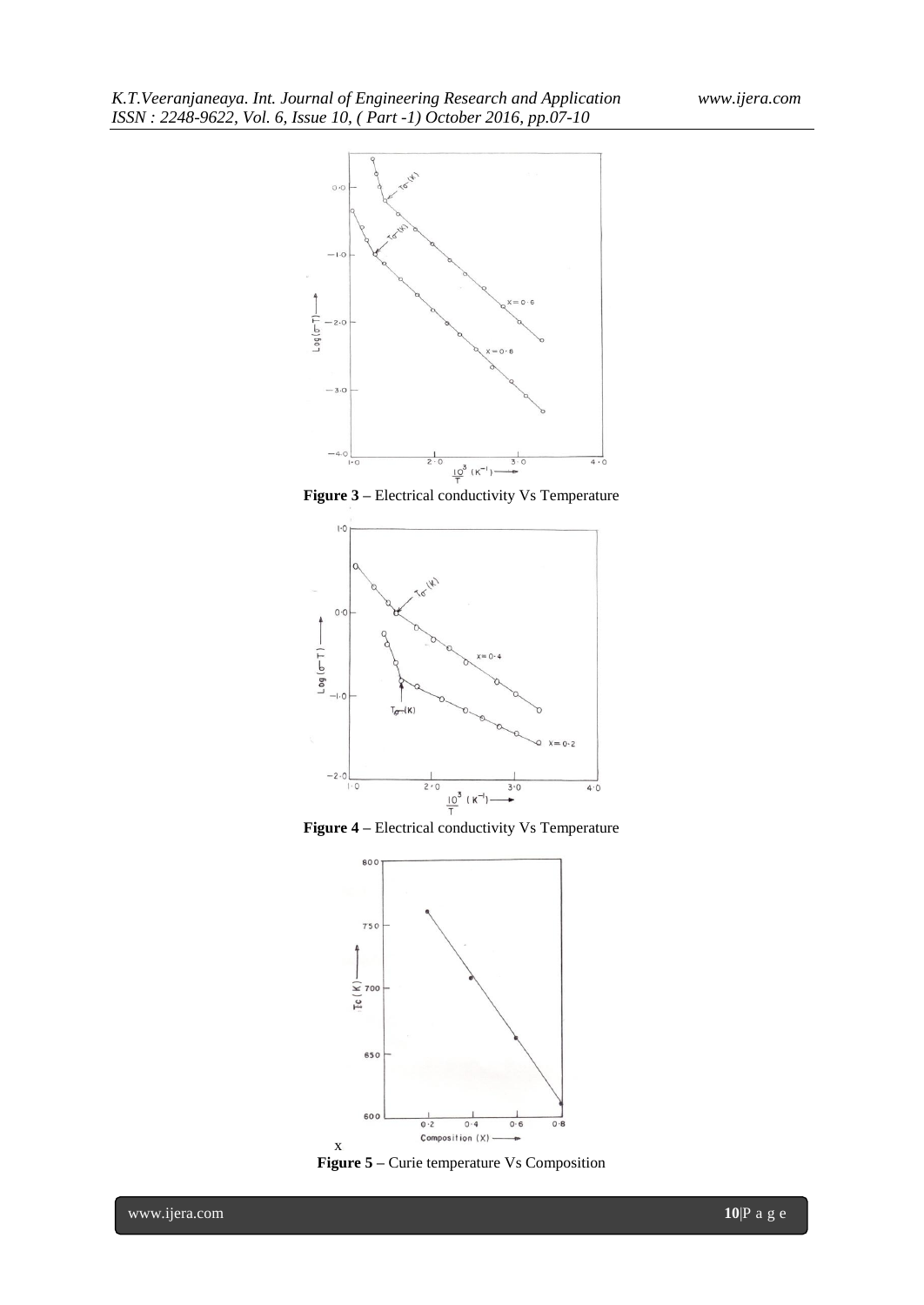Log(σ-T)

$\frac{10^3}{T}$ ($K^{-1}$)

$T_\sigma$(K)

X = 0.6

X = 0.8

0.0

−1.0

−2.0

−3.0

−4.0

1.0

2.0

3.0

4.0

**Figure 3 –** Electrical conductivity Vs Temperature

Log(σ-T)

$\frac{10^3}{T}$ ($K^{-1}$)

$T_\sigma$(K)

x = 0.4

X = 0.2

1.0

0.0

−1.0

−2.0

1.0

2.0

3.0

4.0

**Figure 4 –** Electrical conductivity Vs Temperature

Tc (K)

Composition (X)

800

750

700

650

600

0.2

0.4

0.6

0.8

x

**Figure 5 –** Curie temperature Vs Composition